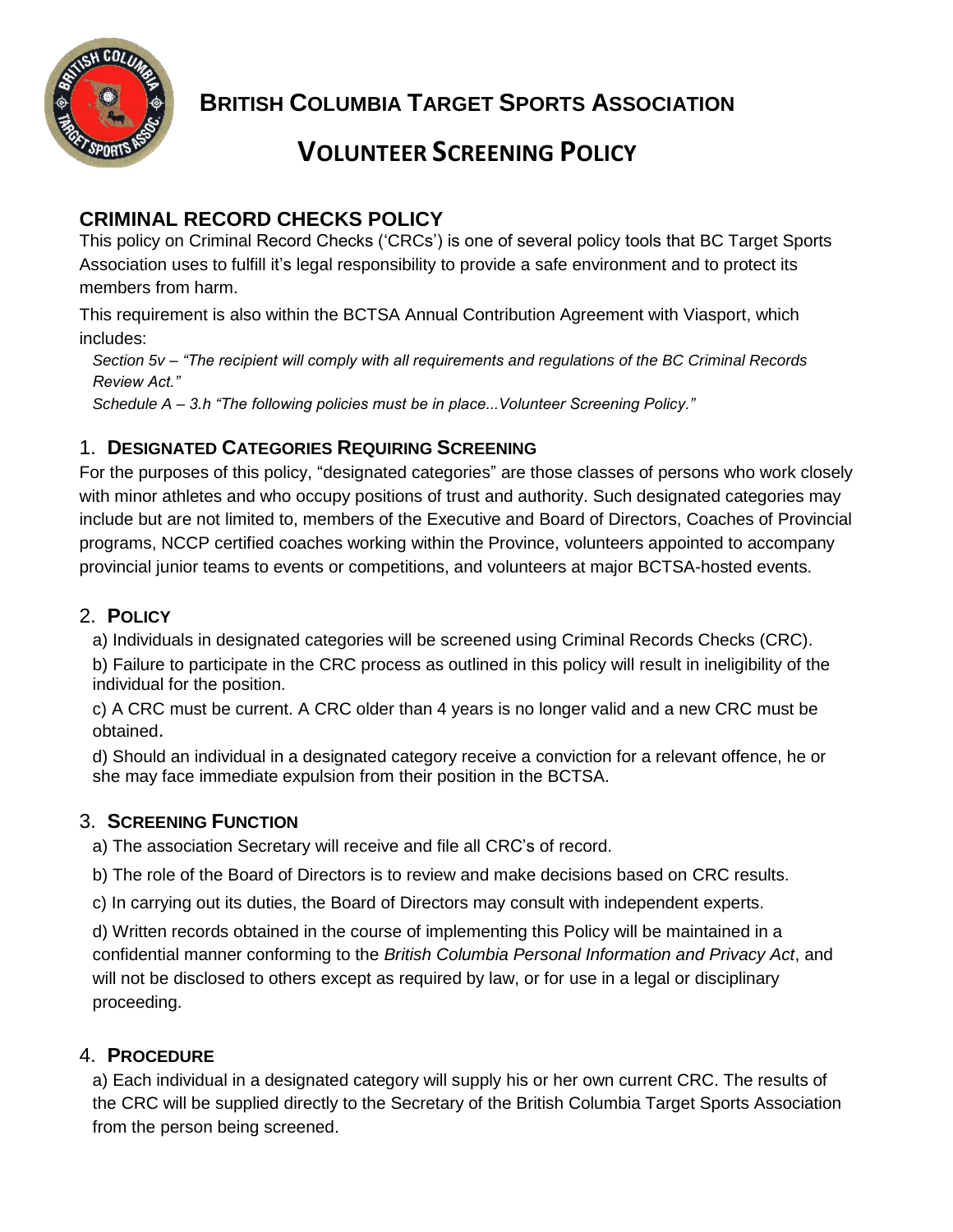# British Columbia Target Sports Association

# Volunteer Screening Policy

## CRIMINAL RECORD CHECKS POLICY

This policy on Criminal Record Checks ('CRCs') is one of several policy tools that BC Target Sports Association uses to fulfill it's legal responsibility to provide a safe environment and to protect its members from harm.

This requirement is also within the BCTSA Annual Contribution Agreement with Viasport, which includes:

*Section 5v – "The recipient will comply with all requirements and regulations of the BC Criminal Records Review Act."*

*Schedule A – 3.h "The following policies must be in place...Volunteer Screening Policy."*

### 1. Designated Categories Requiring Screening

For the purposes of this policy, "designated categories" are those classes of persons who work closely with minor athletes and who occupy positions of trust and authority. Such designated categories may include but are not limited to, members of the Executive and Board of Directors, Coaches of Provincial programs, NCCP certified coaches working within the Province, volunteers appointed to accompany provincial junior teams to events or competitions, and volunteers at major BCTSA-hosted events.

### 2. Policy

a) Individuals in designated categories will be screened using Criminal Records Checks (CRC).

b) Failure to participate in the CRC process as outlined in this policy will result in ineligibility of the individual for the position.

c) A CRC must be current. A CRC older than 4 years is no longer valid and a new CRC must be obtained.

d) Should an individual in a designated category receive a conviction for a relevant offence, he or she may face immediate expulsion from their position in the BCTSA.

### 3. Screening Function

a) The association Secretary will receive and file all CRC's of record.

b) The role of the Board of Directors is to review and make decisions based on CRC results.

c) In carrying out its duties, the Board of Directors may consult with independent experts.

d) Written records obtained in the course of implementing this Policy will be maintained in a confidential manner conforming to the *British Columbia Personal Information and Privacy Act*, and will not be disclosed to others except as required by law, or for use in a legal or disciplinary proceeding.

### 4. Procedure

a) Each individual in a designated category will supply his or her own current CRC. The results of the CRC will be supplied directly to the Secretary of the British Columbia Target Sports Association from the person being screened.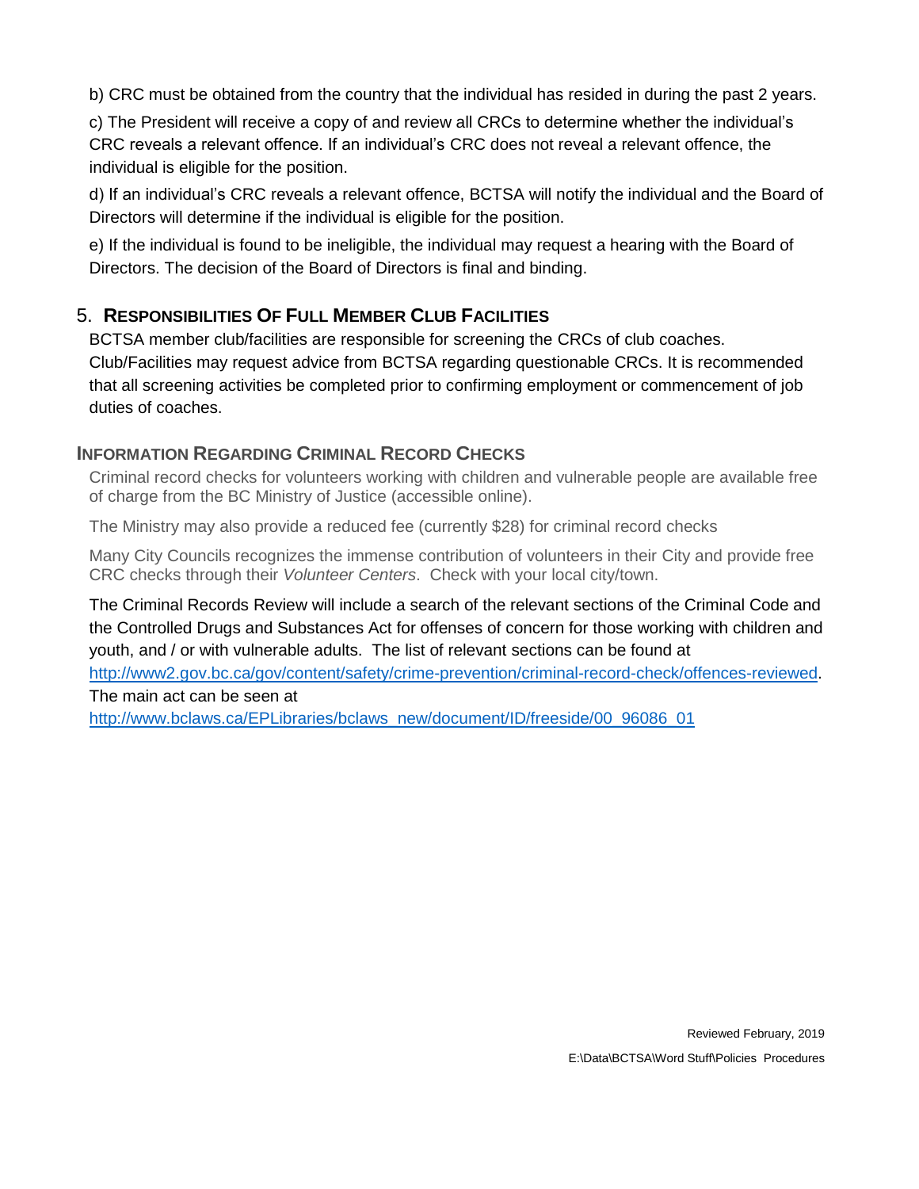b) CRC must be obtained from the country that the individual has resided in during the past 2 years.

c) The President will receive a copy of and review all CRCs to determine whether the individual's CRC reveals a relevant offence. If an individual's CRC does not reveal a relevant offence, the individual is eligible for the position.

d) If an individual's CRC reveals a relevant offence, BCTSA will notify the individual and the Board of Directors will determine if the individual is eligible for the position.

e) If the individual is found to be ineligible, the individual may request a hearing with the Board of Directors. The decision of the Board of Directors is final and binding.

## 5. Responsibilities Of Full Member Club Facilities

BCTSA member club/facilities are responsible for screening the CRCs of club coaches. Club/Facilities may request advice from BCTSA regarding questionable CRCs. It is recommended that all screening activities be completed prior to confirming employment or commencement of job duties of coaches.

## Information Regarding Criminal Record Checks

Criminal record checks for volunteers working with children and vulnerable people are available free of charge from the BC Ministry of Justice (accessible online).

The Ministry may also provide a reduced fee (currently $28) for criminal record checks

Many City Councils recognizes the immense contribution of volunteers in their City and provide free CRC checks through their *Volunteer Centers*. Check with your local city/town.

The Criminal Records Review will include a search of the relevant sections of the Criminal Code and the Controlled Drugs and Substances Act for offenses of concern for those working with children and youth, and / or with vulnerable adults. The list of relevant sections can be found at [http://www2.gov.bc.ca/gov/content/safety/crime-prevention/criminal-record-check/offences-reviewed](http://www2.gov.bc.ca/gov/content/safety/crime-prevention/criminal-record-check/offences-reviewed). The main act can be seen at [http://www.bclaws.ca/EPLibraries/bclaws_new/document/ID/freeside/00_96086_01](http://www.bclaws.ca/EPLibraries/bclaws_new/document/ID/freeside/00_96086_01)

Reviewed February, 2019

E:\Data\BCTSA\Word Stuff\Policies Procedures